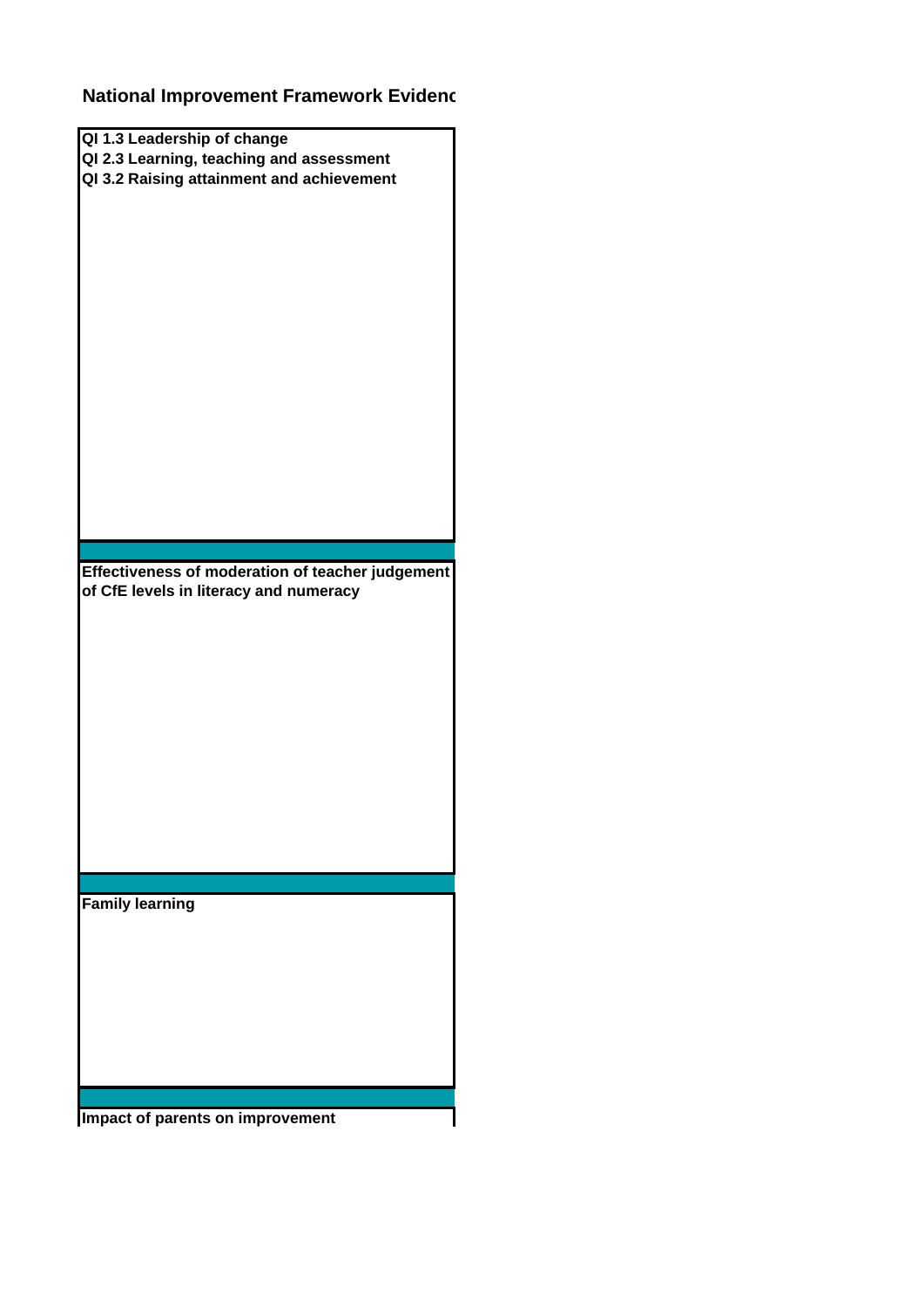## National Improvement Framework Evidenc

**QI 1.3 Leadership of change**
**QI 2.3 Learning, teaching and assessment**
**QI 3.2 Raising attainment and achievement**

**Effectiveness of moderation of teacher judgement of CfE levels in literacy and numeracy**

**Family learning**

**Impact of parents on improvement**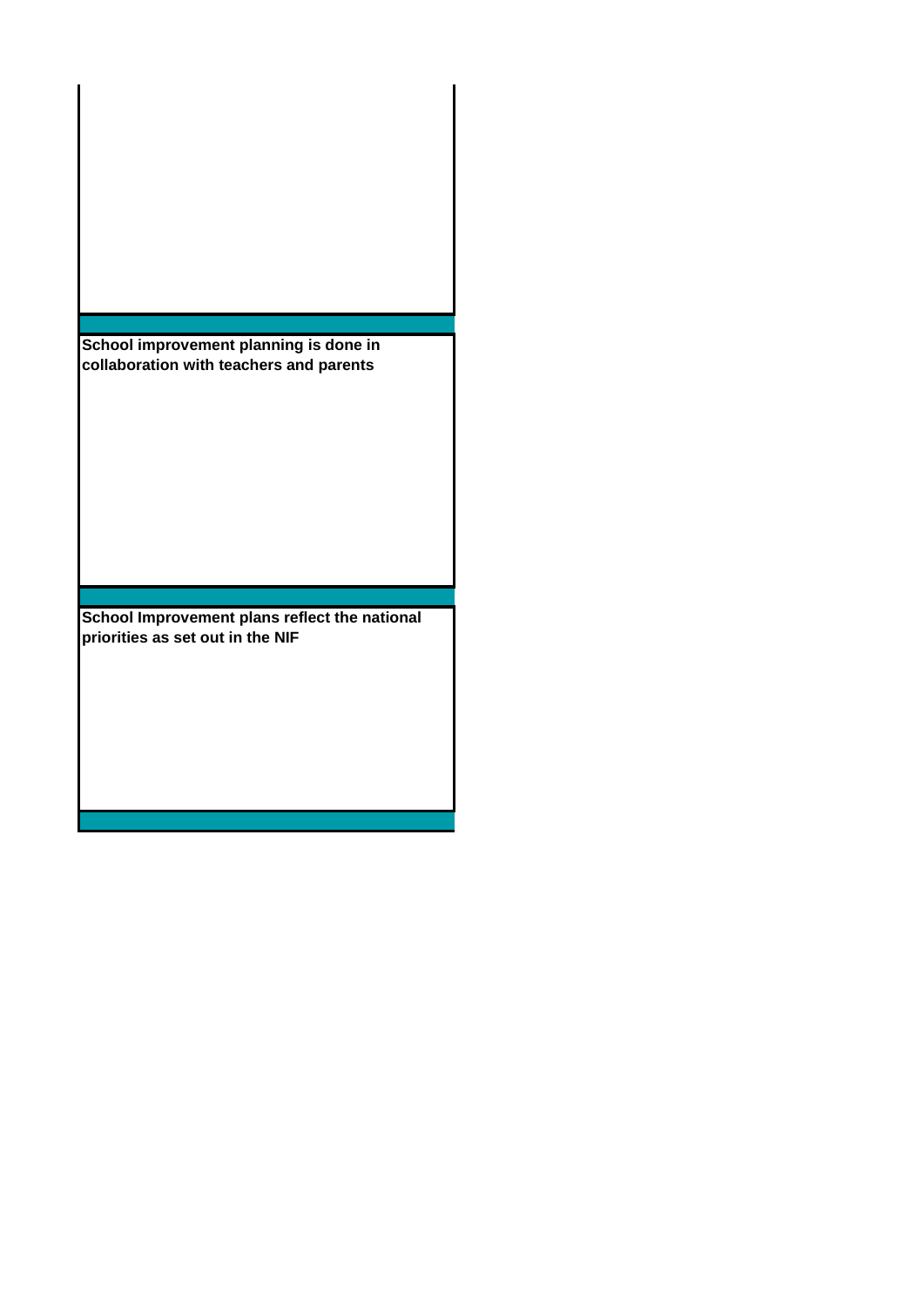| |
|---|
| |
| **School improvement planning is done in collaboration with teachers and parents** |
| |
| **School Improvement plans reflect the national priorities as set out in the NIF** |
| |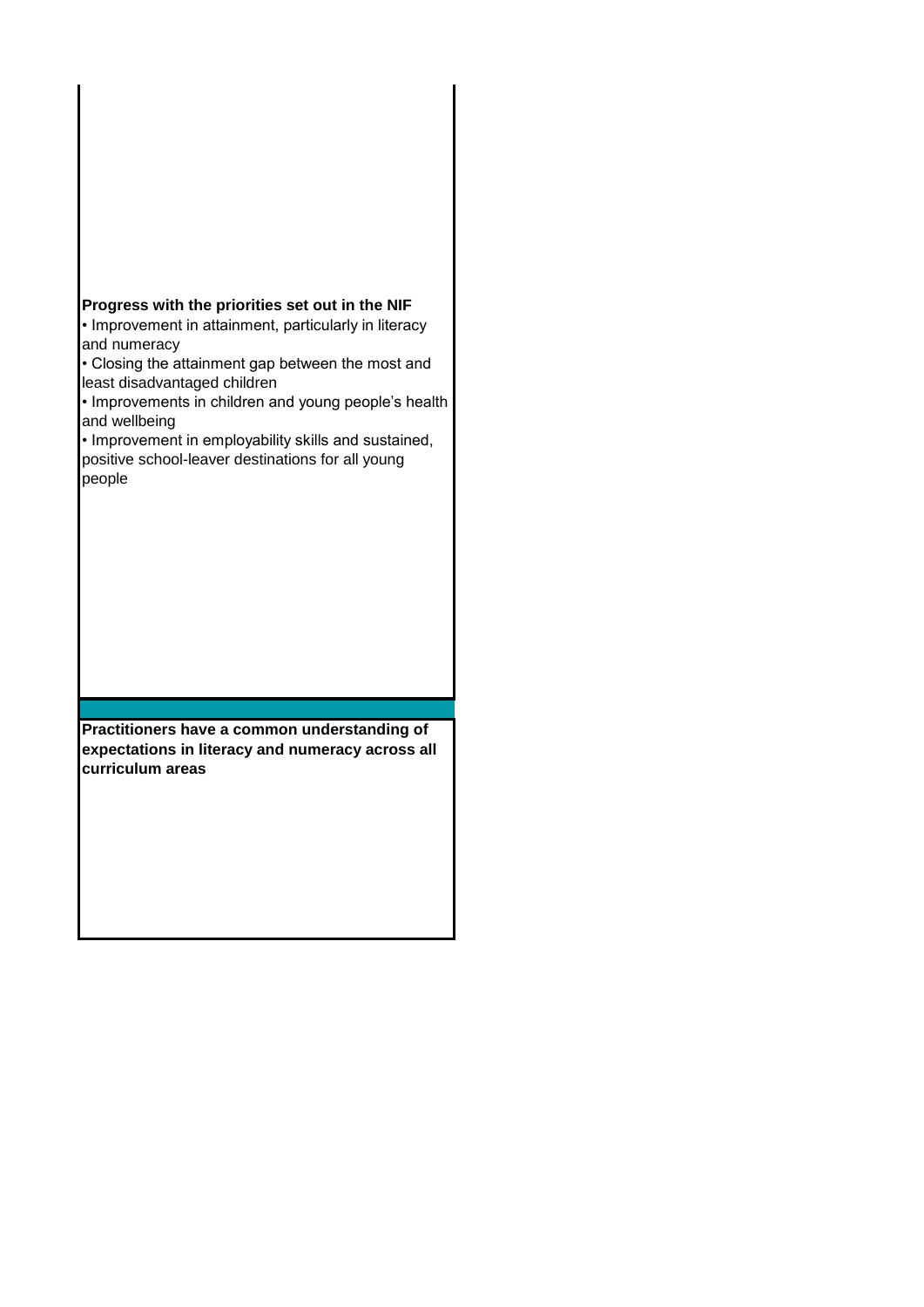**Progress with the priorities set out in the NIF**

- Improvement in attainment, particularly in literacy and numeracy
- Closing the attainment gap between the most and least disadvantaged children
- Improvements in children and young people's health and wellbeing
- Improvement in employability skills and sustained, positive school-leaver destinations for all young people

**Practitioners have a common understanding of expectations in literacy and numeracy across all curriculum areas**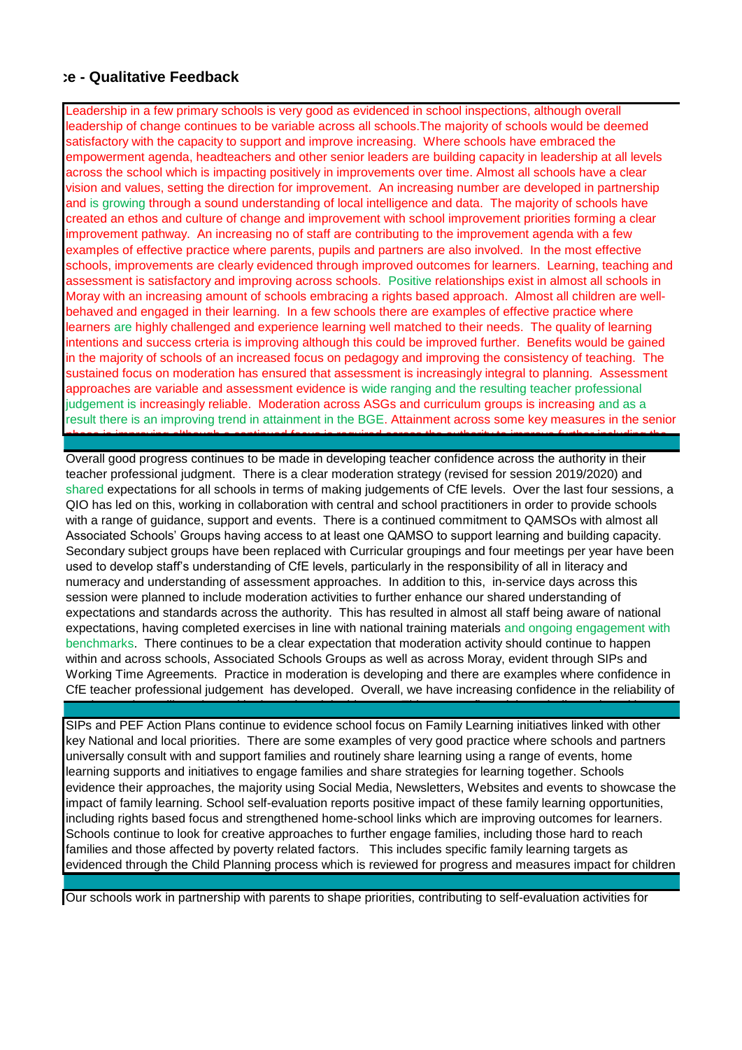## ce - Qualitative Feedback

Leadership in a few primary schools is very good as evidenced in school inspections, although overall leadership of change continues to be variable across all schools.The majority of schools would be deemed satisfactory with the capacity to support and improve increasing. Where schools have embraced the empowerment agenda, headteachers and other senior leaders are building capacity in leadership at all levels across the school which is impacting positively in improvements over time. Almost all schools have a clear vision and values, setting the direction for improvement. An increasing number are developed in partnership and is growing through a sound understanding of local intelligence and data. The majority of schools have created an ethos and culture of change and improvement with school improvement priorities forming a clear improvement pathway. An increasing no of staff are contributing to the improvement agenda with a few examples of effective practice where parents, pupils and partners are also involved. In the most effective schools, improvements are clearly evidenced through improved outcomes for learners. Learning, teaching and assessment is satisfactory and improving across schools. Positive relationships exist in almost all schools in Moray with an increasing amount of schools embracing a rights based approach. Almost all children are well-behaved and engaged in their learning. In a few schools there are examples of effective practice where learners are highly challenged and experience learning well matched to their needs. The quality of learning intentions and success crteria is improving although this could be improved further. Benefits would be gained in the majority of schools of an increased focus on pedagogy and improving the consistency of teaching. The sustained focus on moderation has ensured that assessment is increasingly integral to planning. Assessment approaches are variable and assessment evidence is wide ranging and the resulting teacher professional judgement is increasingly reliable. Moderation across ASGs and curriculum groups is increasing and as a result there is an improving trend in attainment in the BGE. Attainment across some key measures in the senior

Overall good progress continues to be made in developing teacher confidence across the authority in their teacher professional judgment. There is a clear moderation strategy (revised for session 2019/2020) and shared expectations for all schools in terms of making judgements of CfE levels. Over the last four sessions, a QIO has led on this, working in collaboration with central and school practitioners in order to provide schools with a range of guidance, support and events. There is a continued commitment to QAMSOs with almost all Associated Schools' Groups having access to at least one QAMSO to support learning and building capacity. Secondary subject groups have been replaced with Curricular groupings and four meetings per year have been used to develop staff's understanding of CfE levels, particularly in the responsibility of all in literacy and numeracy and understanding of assessment approaches. In addition to this, in-service days across this session were planned to include moderation activities to further enhance our shared understanding of expectations and standards across the authority. This has resulted in almost all staff being aware of national expectations, having completed exercises in line with national training materials and ongoing engagement with benchmarks. There continues to be a clear expectation that moderation activity should continue to happen within and across schools, Associated Schools Groups as well as across Moray, evident through SIPs and Working Time Agreements. Practice in moderation is developing and there are examples where confidence in CfE teacher professional judgement has developed. Overall, we have increasing confidence in the reliability of

SIPs and PEF Action Plans continue to evidence school focus on Family Learning initiatives linked with other key National and local priorities. There are some examples of very good practice where schools and partners universally consult with and support families and routinely share learning using a range of events, home learning supports and initiatives to engage families and share strategies for learning together. Schools evidence their approaches, the majority using Social Media, Newsletters, Websites and events to showcase the impact of family learning. School self-evaluation reports positive impact of these family learning opportunities, including rights based focus and strengthened home-school links which are improving outcomes for learners. Schools continue to look for creative approaches to further engage families, including those hard to reach families and those affected by poverty related factors. This includes specific family learning targets as evidenced through the Child Planning process which is reviewed for progress and measures impact for children

Our schools work in partnership with parents to shape priorities, contributing to self-evaluation activities for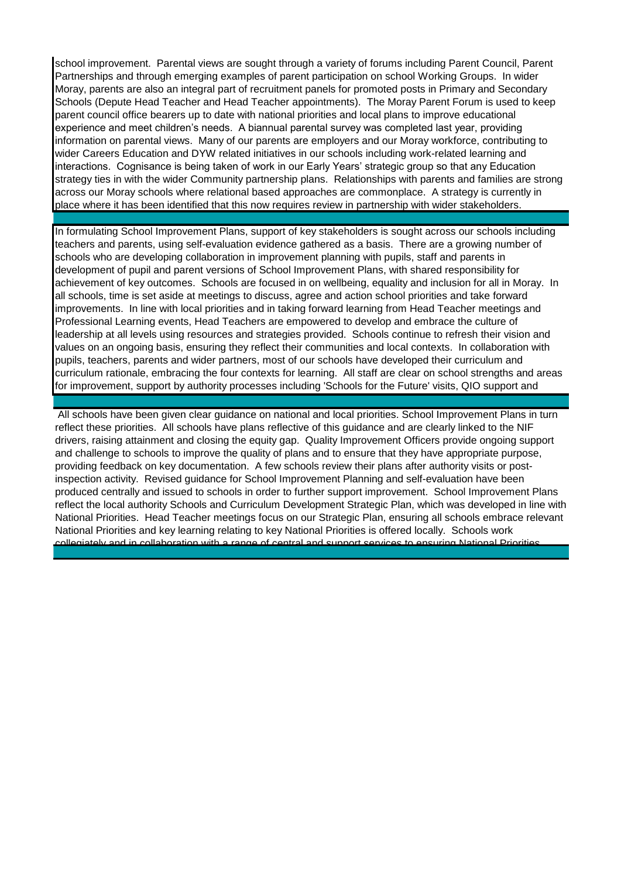school improvement. Parental views are sought through a variety of forums including Parent Council, Parent Partnerships and through emerging examples of parent participation on school Working Groups. In wider Moray, parents are also an integral part of recruitment panels for promoted posts in Primary and Secondary Schools (Depute Head Teacher and Head Teacher appointments). The Moray Parent Forum is used to keep parent council office bearers up to date with national priorities and local plans to improve educational experience and meet children's needs. A biannual parental survey was completed last year, providing information on parental views. Many of our parents are employers and our Moray workforce, contributing to wider Careers Education and DYW related initiatives in our schools including work-related learning and interactions. Cognisance is being taken of work in our Early Years' strategic group so that any Education strategy ties in with the wider Community partnership plans. Relationships with parents and families are strong across our Moray schools where relational based approaches are commonplace. A strategy is currently in place where it has been identified that this now requires review in partnership with wider stakeholders.

In formulating School Improvement Plans, support of key stakeholders is sought across our schools including teachers and parents, using self-evaluation evidence gathered as a basis. There are a growing number of schools who are developing collaboration in improvement planning with pupils, staff and parents in development of pupil and parent versions of School Improvement Plans, with shared responsibility for achievement of key outcomes. Schools are focused in on wellbeing, equality and inclusion for all in Moray. In all schools, time is set aside at meetings to discuss, agree and action school priorities and take forward improvements. In line with local priorities and in taking forward learning from Head Teacher meetings and Professional Learning events, Head Teachers are empowered to develop and embrace the culture of leadership at all levels using resources and strategies provided. Schools continue to refresh their vision and values on an ongoing basis, ensuring they reflect their communities and local contexts. In collaboration with pupils, teachers, parents and wider partners, most of our schools have developed their curriculum and curriculum rationale, embracing the four contexts for learning. All staff are clear on school strengths and areas for improvement, support by authority processes including 'Schools for the Future' visits, QIO support and

All schools have been given clear guidance on national and local priorities. School Improvement Plans in turn reflect these priorities. All schools have plans reflective of this guidance and are clearly linked to the NIF drivers, raising attainment and closing the equity gap. Quality Improvement Officers provide ongoing support and challenge to schools to improve the quality of plans and to ensure that they have appropriate purpose, providing feedback on key documentation. A few schools review their plans after authority visits or post-inspection activity. Revised guidance for School Improvement Planning and self-evaluation have been produced centrally and issued to schools in order to further support improvement. School Improvement Plans reflect the local authority Schools and Curriculum Development Strategic Plan, which was developed in line with National Priorities. Head Teacher meetings focus on our Strategic Plan, ensuring all schools embrace relevant National Priorities and key learning relating to key National Priorities is offered locally. Schools work collegiately and in collaboration with a range of central and support services to ensuring National Priorities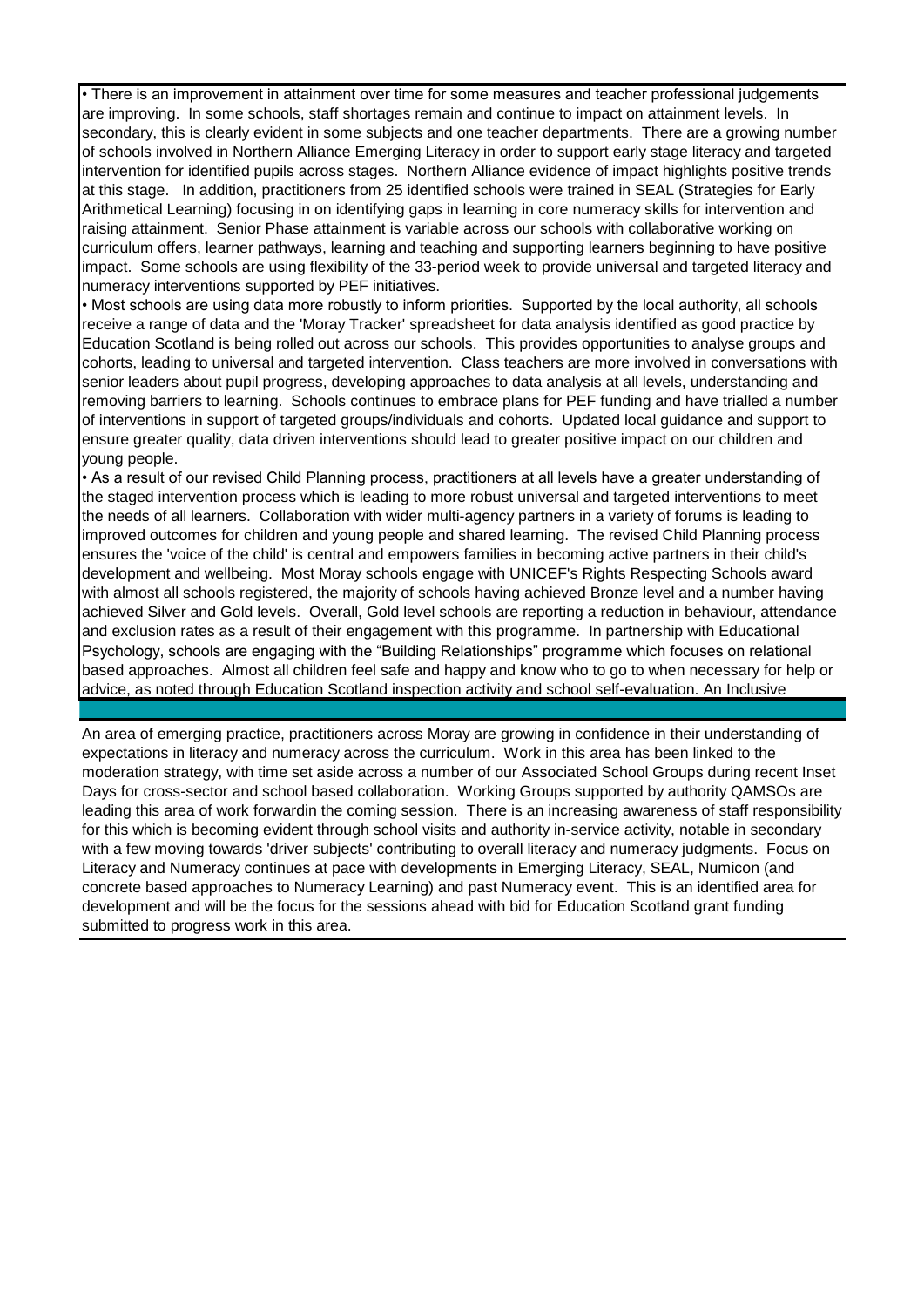• There is an improvement in attainment over time for some measures and teacher professional judgements are improving. In some schools, staff shortages remain and continue to impact on attainment levels. In secondary, this is clearly evident in some subjects and one teacher departments. There are a growing number of schools involved in Northern Alliance Emerging Literacy in order to support early stage literacy and targeted intervention for identified pupils across stages. Northern Alliance evidence of impact highlights positive trends at this stage. In addition, practitioners from 25 identified schools were trained in SEAL (Strategies for Early Arithmetical Learning) focusing in on identifying gaps in learning in core numeracy skills for intervention and raising attainment. Senior Phase attainment is variable across our schools with collaborative working on curriculum offers, learner pathways, learning and teaching and supporting learners beginning to have positive impact. Some schools are using flexibility of the 33-period week to provide universal and targeted literacy and numeracy interventions supported by PEF initiatives.

• Most schools are using data more robustly to inform priorities. Supported by the local authority, all schools receive a range of data and the 'Moray Tracker' spreadsheet for data analysis identified as good practice by Education Scotland is being rolled out across our schools. This provides opportunities to analyse groups and cohorts, leading to universal and targeted intervention. Class teachers are more involved in conversations with senior leaders about pupil progress, developing approaches to data analysis at all levels, understanding and removing barriers to learning. Schools continues to embrace plans for PEF funding and have trialled a number of interventions in support of targeted groups/individuals and cohorts. Updated local guidance and support to ensure greater quality, data driven interventions should lead to greater positive impact on our children and young people.

• As a result of our revised Child Planning process, practitioners at all levels have a greater understanding of the staged intervention process which is leading to more robust universal and targeted interventions to meet the needs of all learners. Collaboration with wider multi-agency partners in a variety of forums is leading to improved outcomes for children and young people and shared learning. The revised Child Planning process ensures the 'voice of the child' is central and empowers families in becoming active partners in their child's development and wellbeing. Most Moray schools engage with UNICEF's Rights Respecting Schools award with almost all schools registered, the majority of schools having achieved Bronze level and a number having achieved Silver and Gold levels. Overall, Gold level schools are reporting a reduction in behaviour, attendance and exclusion rates as a result of their engagement with this programme. In partnership with Educational Psychology, schools are engaging with the "Building Relationships" programme which focuses on relational based approaches. Almost all children feel safe and happy and know who to go to when necessary for help or advice, as noted through Education Scotland inspection activity and school self-evaluation. An Inclusive

An area of emerging practice, practitioners across Moray are growing in confidence in their understanding of expectations in literacy and numeracy across the curriculum. Work in this area has been linked to the moderation strategy, with time set aside across a number of our Associated School Groups during recent Inset Days for cross-sector and school based collaboration. Working Groups supported by authority QAMSOs are leading this area of work forwardin the coming session. There is an increasing awareness of staff responsibility for this which is becoming evident through school visits and authority in-service activity, notable in secondary with a few moving towards 'driver subjects' contributing to overall literacy and numeracy judgments. Focus on Literacy and Numeracy continues at pace with developments in Emerging Literacy, SEAL, Numicon (and concrete based approaches to Numeracy Learning) and past Numeracy event. This is an identified area for development and will be the focus for the sessions ahead with bid for Education Scotland grant funding submitted to progress work in this area.